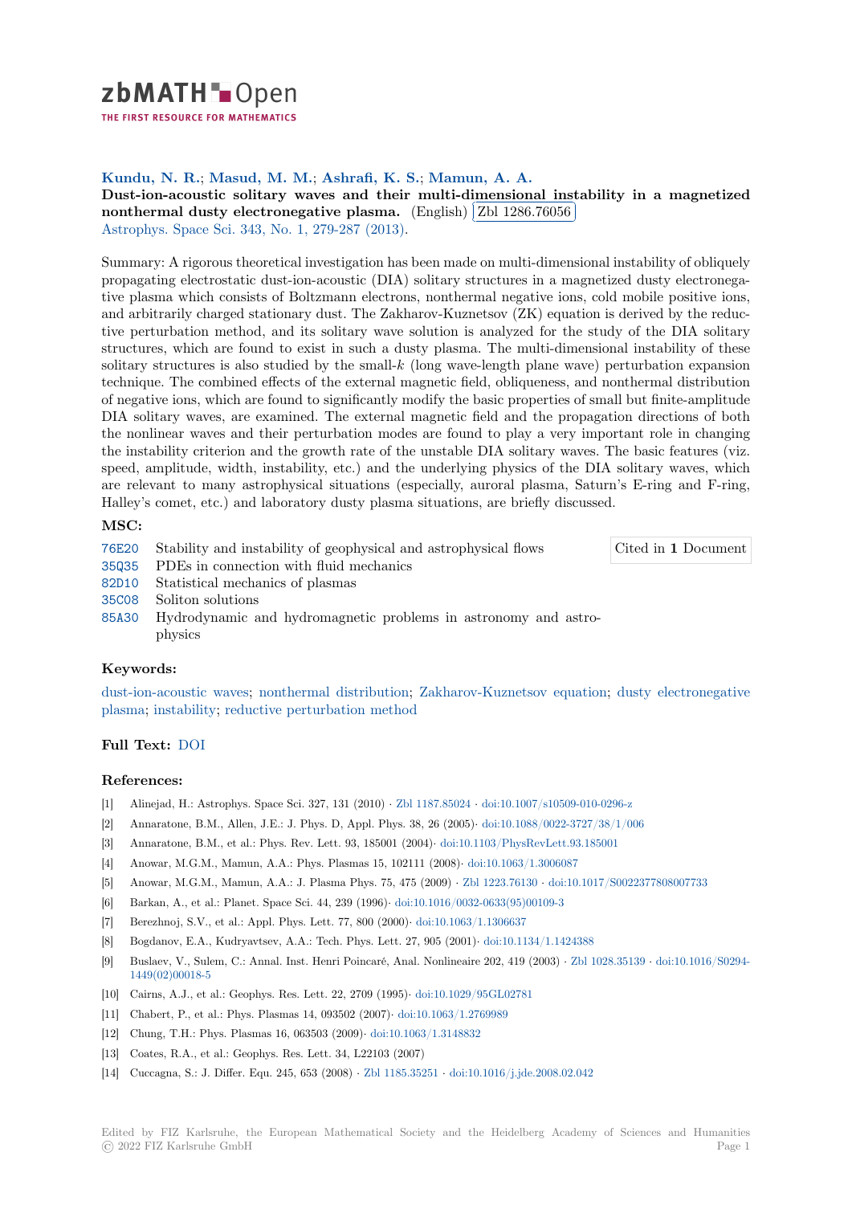zbMATH Open

THE FIRST RESOURCE FOR MATHEMATICS

**Kundu, N. R.**; **Masud, M. M.**; **Ashrafi, K. S.**; **Mamun, A. A.**

**Dust-ion-acoustic solitary waves and their multi-dimensional instability in a magnetized nonthermal dusty electronegative plasma.** (English) Zbl 1286.76056

Astrophys. Space Sci. 343, No. 1, 279-287 (2013).

Summary: A rigorous theoretical investigation has been made on multi-dimensional instability of obliquely propagating electrostatic dust-ion-acoustic (DIA) solitary structures in a magnetized dusty electronegative plasma which consists of Boltzmann electrons, nonthermal negative ions, cold mobile positive ions, and arbitrarily charged stationary dust. The Zakharov-Kuznetsov (ZK) equation is derived by the reductive perturbation method, and its solitary wave solution is analyzed for the study of the DIA solitary structures, which are found to exist in such a dusty plasma. The multi-dimensional instability of these solitary structures is also studied by the small-$k$ (long wave-length plane wave) perturbation expansion technique. The combined effects of the external magnetic field, obliqueness, and nonthermal distribution of negative ions, which are found to significantly modify the basic properties of small but finite-amplitude DIA solitary waves, are examined. The external magnetic field and the propagation directions of both the nonlinear waves and their perturbation modes are found to play a very important role in changing the instability criterion and the growth rate of the unstable DIA solitary waves. The basic features (viz. speed, amplitude, width, instability, etc.) and the underlying physics of the DIA solitary waves, which are relevant to many astrophysical situations (especially, auroral plasma, Saturn's E-ring and F-ring, Halley's comet, etc.) and laboratory dusty plasma situations, are briefly discussed.

## MSC:

- 76E20 Stability and instability of geophysical and astrophysical flows
- 35Q35 PDEs in connection with fluid mechanics
- 82D10 Statistical mechanics of plasmas
- 35C08 Soliton solutions
- 85A30 Hydrodynamic and hydromagnetic problems in astronomy and astrophysics

Cited in **1** Document

## Keywords:

dust-ion-acoustic waves; nonthermal distribution; Zakharov-Kuznetsov equation; dusty electronegative plasma; instability; reductive perturbation method

## Full Text: DOI

## References:

[1] Alinejad, H.: Astrophys. Space Sci. 327, 131 (2010) · Zbl 1187.85024 · doi:10.1007/s10509-010-0296-z

[2] Annaratone, B.M., Allen, J.E.: J. Phys. D, Appl. Phys. 38, 26 (2005)· doi:10.1088/0022-3727/38/1/006

[3] Annaratone, B.M., et al.: Phys. Rev. Lett. 93, 185001 (2004)· doi:10.1103/PhysRevLett.93.185001

[4] Anowar, M.G.M., Mamun, A.A.: Phys. Plasmas 15, 102111 (2008)· doi:10.1063/1.3006087

[5] Anowar, M.G.M., Mamun, A.A.: J. Plasma Phys. 75, 475 (2009) · Zbl 1223.76130 · doi:10.1017/S0022377808007733

[6] Barkan, A., et al.: Planet. Space Sci. 44, 239 (1996)· doi:10.1016/0032-0633(95)00109-3

[7] Berezhnoj, S.V., et al.: Appl. Phys. Lett. 77, 800 (2000)· doi:10.1063/1.1306637

[8] Bogdanov, E.A., Kudryavtsev, A.A.: Tech. Phys. Lett. 27, 905 (2001)· doi:10.1134/1.1424388

[9] Buslaev, V., Sulem, C.: Annal. Inst. Henri Poincaré, Anal. Nonlineaire 202, 419 (2003) · Zbl 1028.35139 · doi:10.1016/S0294-1449(02)00018-5

[10] Cairns, A.J., et al.: Geophys. Res. Lett. 22, 2709 (1995)· doi:10.1029/95GL02781

[11] Chabert, P., et al.: Phys. Plasmas 14, 093502 (2007)· doi:10.1063/1.2769989

[12] Chung, T.H.: Phys. Plasmas 16, 063503 (2009)· doi:10.1063/1.3148832

[13] Coates, R.A., et al.: Geophys. Res. Lett. 34, L22103 (2007)

[14] Cuccagna, S.: J. Differ. Equ. 245, 653 (2008) · Zbl 1185.35251 · doi:10.1016/j.jde.2008.02.042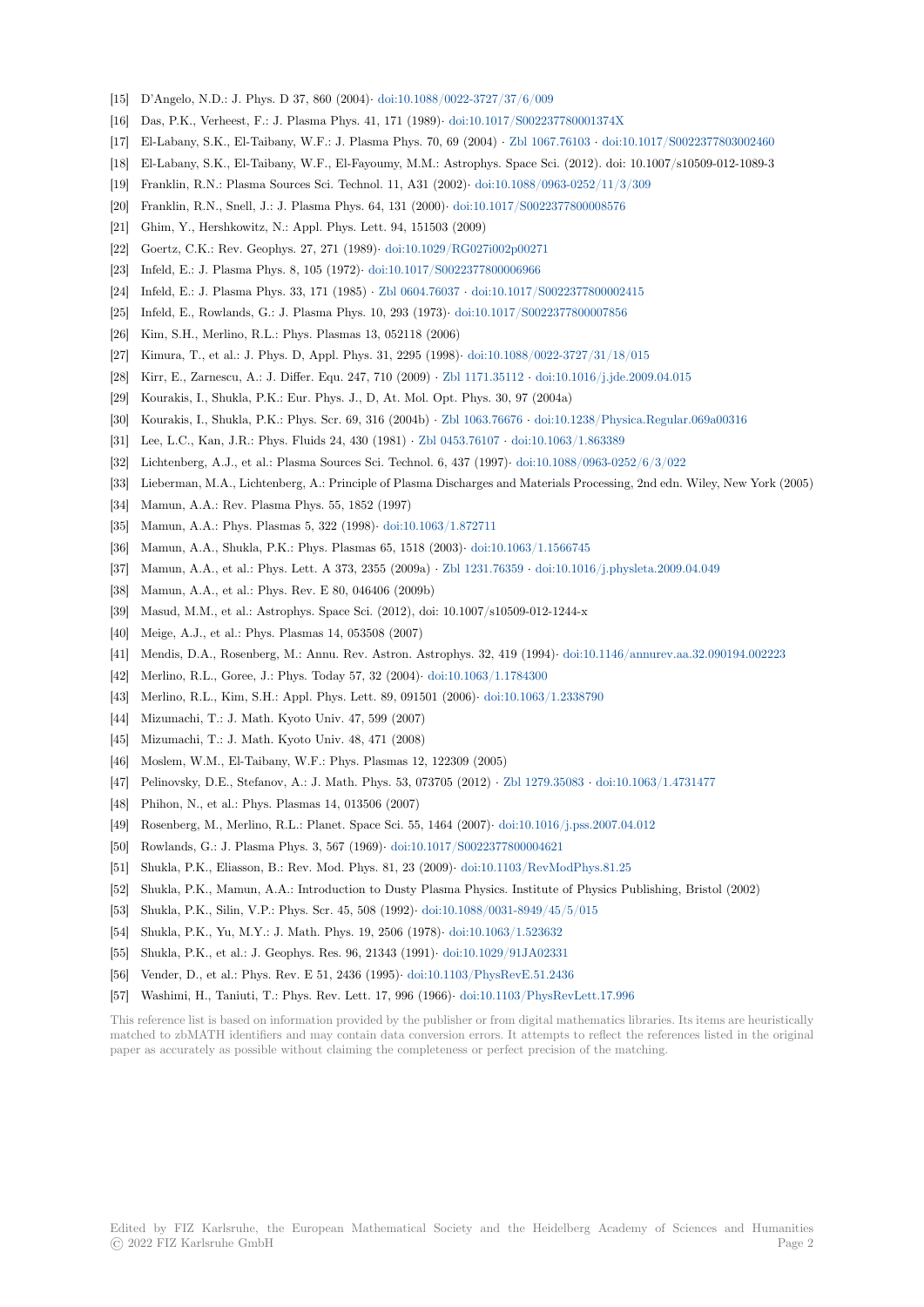[15] D'Angelo, N.D.: J. Phys. D 37, 860 (2004)· doi:10.1088/0022-3727/37/6/009

[16] Das, P.K., Verheest, F.: J. Plasma Phys. 41, 171 (1989)· doi:10.1017/S002237780001374X

[17] El-Labany, S.K., El-Taibany, W.F.: J. Plasma Phys. 70, 69 (2004) · Zbl 1067.76103 · doi:10.1017/S0022377803002460

[18] El-Labany, S.K., El-Taibany, W.F., El-Fayoumy, M.M.: Astrophys. Space Sci. (2012). doi: 10.1007/s10509-012-1089-3

[19] Franklin, R.N.: Plasma Sources Sci. Technol. 11, A31 (2002)· doi:10.1088/0963-0252/11/3/309

[20] Franklin, R.N., Snell, J.: J. Plasma Phys. 64, 131 (2000)· doi:10.1017/S0022377800008576

[21] Ghim, Y., Hershkowitz, N.: Appl. Phys. Lett. 94, 151503 (2009)

[22] Goertz, C.K.: Rev. Geophys. 27, 271 (1989)· doi:10.1029/RG027i002p00271

[23] Infeld, E.: J. Plasma Phys. 8, 105 (1972)· doi:10.1017/S0022377800006966

[24] Infeld, E.: J. Plasma Phys. 33, 171 (1985) · Zbl 0604.76037 · doi:10.1017/S0022377800002415

[25] Infeld, E., Rowlands, G.: J. Plasma Phys. 10, 293 (1973)· doi:10.1017/S0022377800007856

[26] Kim, S.H., Merlino, R.L.: Phys. Plasmas 13, 052118 (2006)

[27] Kimura, T., et al.: J. Phys. D, Appl. Phys. 31, 2295 (1998)· doi:10.1088/0022-3727/31/18/015

[28] Kirr, E., Zarnescu, A.: J. Differ. Equ. 247, 710 (2009) · Zbl 1171.35112 · doi:10.1016/j.jde.2009.04.015

[29] Kourakis, I., Shukla, P.K.: Eur. Phys. J., D, At. Mol. Opt. Phys. 30, 97 (2004a)

[30] Kourakis, I., Shukla, P.K.: Phys. Scr. 69, 316 (2004b) · Zbl 1063.76676 · doi:10.1238/Physica.Regular.069a00316

[31] Lee, L.C., Kan, J.R.: Phys. Fluids 24, 430 (1981) · Zbl 0453.76107 · doi:10.1063/1.863389

[32] Lichtenberg, A.J., et al.: Plasma Sources Sci. Technol. 6, 437 (1997)· doi:10.1088/0963-0252/6/3/022

[33] Lieberman, M.A., Lichtenberg, A.: Principle of Plasma Discharges and Materials Processing, 2nd edn. Wiley, New York (2005)

[34] Mamun, A.A.: Rev. Plasma Phys. 55, 1852 (1997)

[35] Mamun, A.A.: Phys. Plasmas 5, 322 (1998)· doi:10.1063/1.872711

[36] Mamun, A.A., Shukla, P.K.: Phys. Plasmas 65, 1518 (2003)· doi:10.1063/1.1566745

[37] Mamun, A.A., et al.: Phys. Lett. A 373, 2355 (2009a) · Zbl 1231.76359 · doi:10.1016/j.physleta.2009.04.049

[38] Mamun, A.A., et al.: Phys. Rev. E 80, 046406 (2009b)

[39] Masud, M.M., et al.: Astrophys. Space Sci. (2012), doi: 10.1007/s10509-012-1244-x

[40] Meige, A.J., et al.: Phys. Plasmas 14, 053508 (2007)

[41] Mendis, D.A., Rosenberg, M.: Annu. Rev. Astron. Astrophys. 32, 419 (1994)· doi:10.1146/annurev.aa.32.090194.002223

[42] Merlino, R.L., Goree, J.: Phys. Today 57, 32 (2004)· doi:10.1063/1.1784300

[43] Merlino, R.L., Kim, S.H.: Appl. Phys. Lett. 89, 091501 (2006)· doi:10.1063/1.2338790

[44] Mizumachi, T.: J. Math. Kyoto Univ. 47, 599 (2007)

[45] Mizumachi, T.: J. Math. Kyoto Univ. 48, 471 (2008)

[46] Moslem, W.M., El-Taibany, W.F.: Phys. Plasmas 12, 122309 (2005)

[47] Pelinovsky, D.E., Stefanov, A.: J. Math. Phys. 53, 073705 (2012) · Zbl 1279.35083 · doi:10.1063/1.4731477

[48] Phihon, N., et al.: Phys. Plasmas 14, 013506 (2007)

[49] Rosenberg, M., Merlino, R.L.: Planet. Space Sci. 55, 1464 (2007)· doi:10.1016/j.pss.2007.04.012

[50] Rowlands, G.: J. Plasma Phys. 3, 567 (1969)· doi:10.1017/S0022377800004621

[51] Shukla, P.K., Eliasson, B.: Rev. Mod. Phys. 81, 23 (2009)· doi:10.1103/RevModPhys.81.25

[52] Shukla, P.K., Mamun, A.A.: Introduction to Dusty Plasma Physics. Institute of Physics Publishing, Bristol (2002)

[53] Shukla, P.K., Silin, V.P.: Phys. Scr. 45, 508 (1992)· doi:10.1088/0031-8949/45/5/015

[54] Shukla, P.K., Yu, M.Y.: J. Math. Phys. 19, 2506 (1978)· doi:10.1063/1.523632

[55] Shukla, P.K., et al.: J. Geophys. Res. 96, 21343 (1991)· doi:10.1029/91JA02331

[56] Vender, D., et al.: Phys. Rev. E 51, 2436 (1995)· doi:10.1103/PhysRevE.51.2436

[57] Washimi, H., Taniuti, T.: Phys. Rev. Lett. 17, 996 (1966)· doi:10.1103/PhysRevLett.17.996

This reference list is based on information provided by the publisher or from digital mathematics libraries. Its items are heuristically matched to zbMATH identifiers and may contain data conversion errors. It attempts to reflect the references listed in the original paper as accurately as possible without claiming the completeness or perfect precision of the matching.